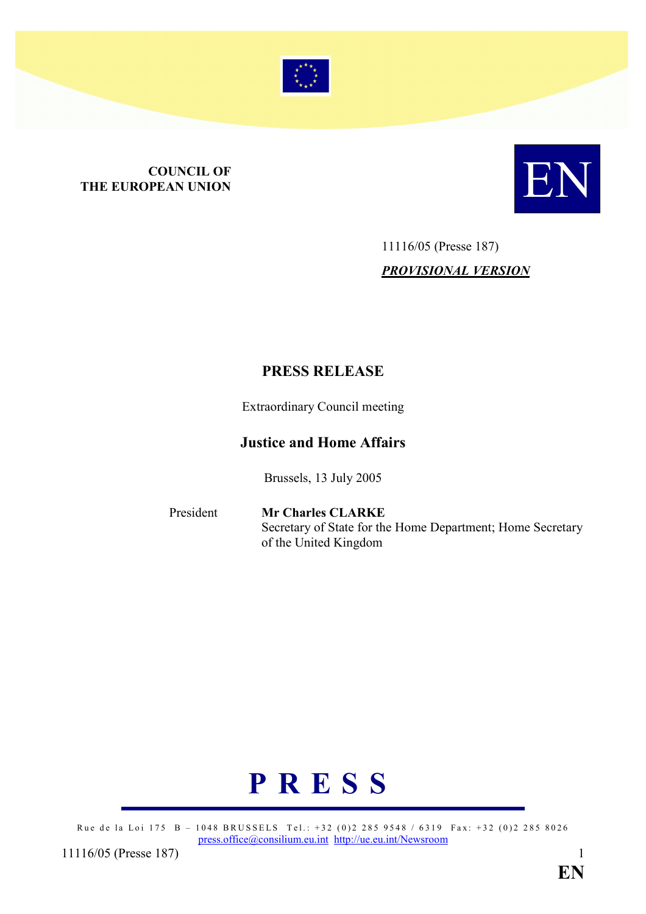**COUNCIL OF THE EUROPEAN UNION**

EN

11116/05 (Presse 187)

***PROVISIONAL VERSION***

# PRESS RELEASE

Extraordinary Council meeting

## Justice and Home Affairs

Brussels, 13 July 2005

| President | **Mr Charles CLARKE** Secretary of State for the Home Department; Home Secretary of the United Kingdom |
|---|---|

# P R E S S

Rue de la Loi 175 B – 1048 BRUSSELS Tel.: +32 (0)2 285 9548 / 6319 Fax: +32 (0)2 285 8026
press.office@consilium.eu.int http://ue.eu.int/Newsroom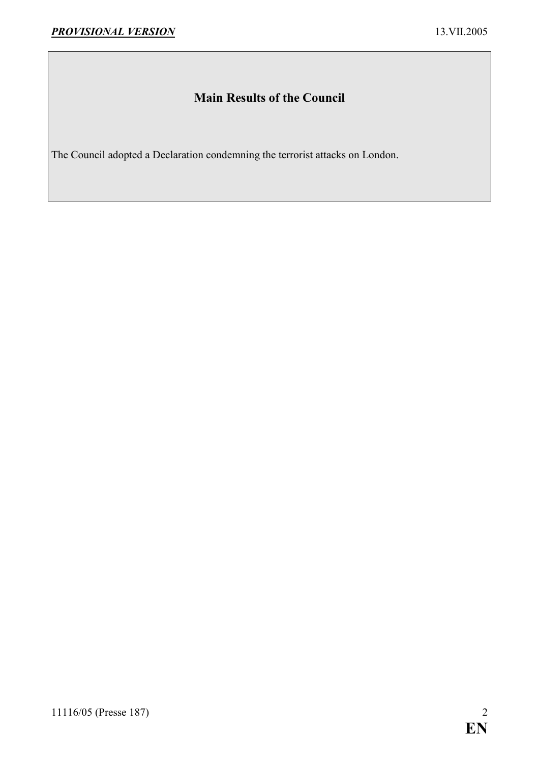## Main Results of the Council

The Council adopted a Declaration condemning the terrorist attacks on London.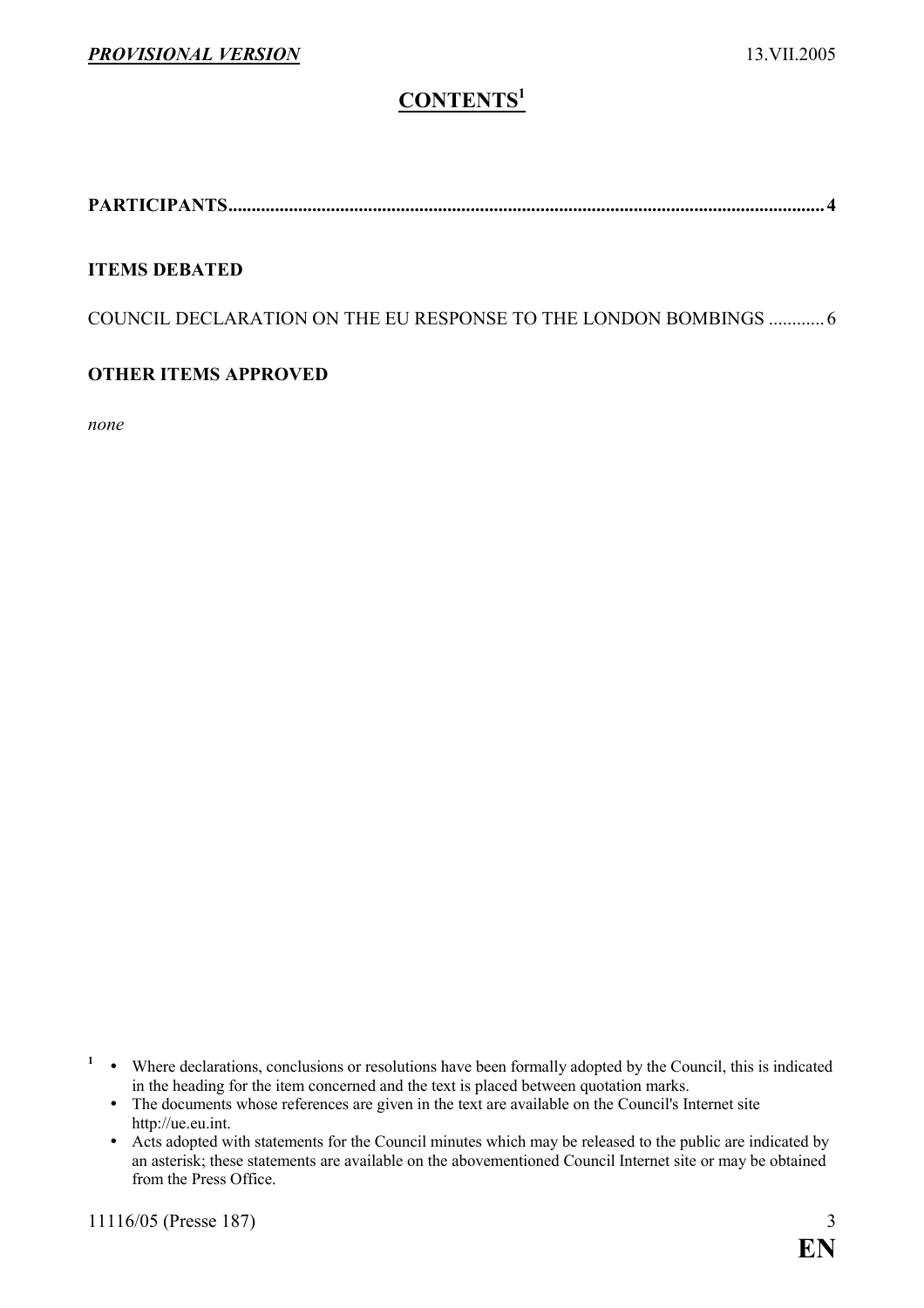# CONTENTS[1]

**PARTICIPANTS............................................................................................................................ 4**

**ITEMS DEBATED**

COUNCIL DECLARATION ON THE EU RESPONSE TO THE LONDON BOMBINGS ............ 6

**OTHER ITEMS APPROVED**

*none*

---

[1]
- Where declarations, conclusions or resolutions have been formally adopted by the Council, this is indicated in the heading for the item concerned and the text is placed between quotation marks.
- The documents whose references are given in the text are available on the Council's Internet site http://ue.eu.int.
- Acts adopted with statements for the Council minutes which may be released to the public are indicated by an asterisk; these statements are available on the abovementioned Council Internet site or may be obtained from the Press Office.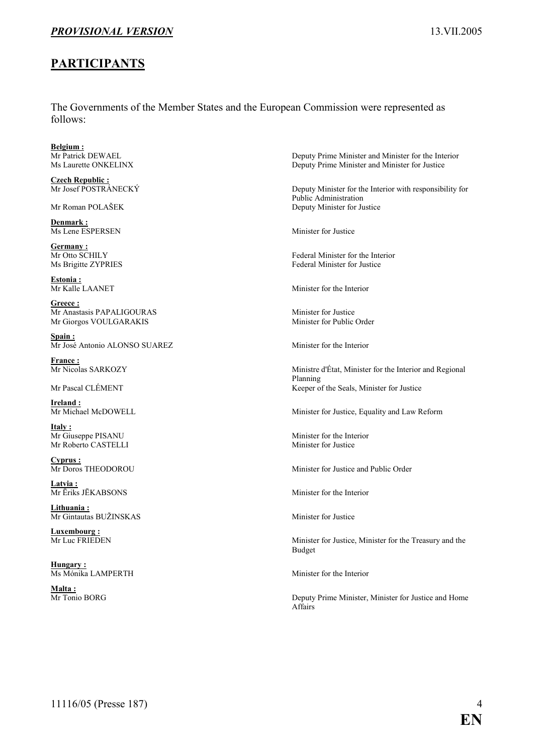## PARTICIPANTS

The Governments of the Member States and the European Commission were represented as follows:

**Belgium :**

| | |
|---|---|
| Mr Patrick DEWAEL | Deputy Prime Minister and Minister for the Interior |
| Ms Laurette ONKELINX | Deputy Prime Minister and Minister for Justice |

**Czech Republic :**

| | |
|---|---|
| Mr Josef POSTRÁNECKÝ | Deputy Minister for the Interior with responsibility for Public Administration |
| Mr Roman POLAŠEK | Deputy Minister for Justice |

**Denmark :**

| | |
|---|---|
| Ms Lene ESPERSEN | Minister for Justice |

**Germany :**

| | |
|---|---|
| Mr Otto SCHILY | Federal Minister for the Interior |
| Ms Brigitte ZYPRIES | Federal Minister for Justice |

**Estonia :**

| | |
|---|---|
| Mr Kalle LAANET | Minister for the Interior |

**Greece :**

| | |
|---|---|
| Mr Anastasis PAPALIGOURAS | Minister for Justice |
| Mr Giorgos VOULGARAKIS | Minister for Public Order |

**Spain :**

| | |
|---|---|
| Mr José Antonio ALONSO SUAREZ | Minister for the Interior |

**France :**

| | |
|---|---|
| Mr Nicolas SARKOZY | Ministre d'État, Minister for the Interior and Regional Planning |
| Mr Pascal CLÉMENT | Keeper of the Seals, Minister for Justice |

**Ireland :**

| | |
|---|---|
| Mr Michael McDOWELL | Minister for Justice, Equality and Law Reform |

**Italy :**

| | |
|---|---|
| Mr Giuseppe PISANU | Minister for the Interior |
| Mr Roberto CASTELLI | Minister for Justice |

**Cyprus :**

| | |
|---|---|
| Mr Doros THEODOROU | Minister for Justice and Public Order |

**Latvia :**

| | |
|---|---|
| Mr Ēriks JĒKABSONS | Minister for the Interior |

**Lithuania :**

| | |
|---|---|
| Mr Gintautas BUŽINSKAS | Minister for Justice |

**Luxembourg :**

| | |
|---|---|
| Mr Luc FRIEDEN | Minister for Justice, Minister for the Treasury and the Budget |

**Hungary :**

| | |
|---|---|
| Ms Mónika LAMPERTH | Minister for the Interior |

**Malta :**

| | |
|---|---|
| Mr Tonio BORG | Deputy Prime Minister, Minister for Justice and Home Affairs |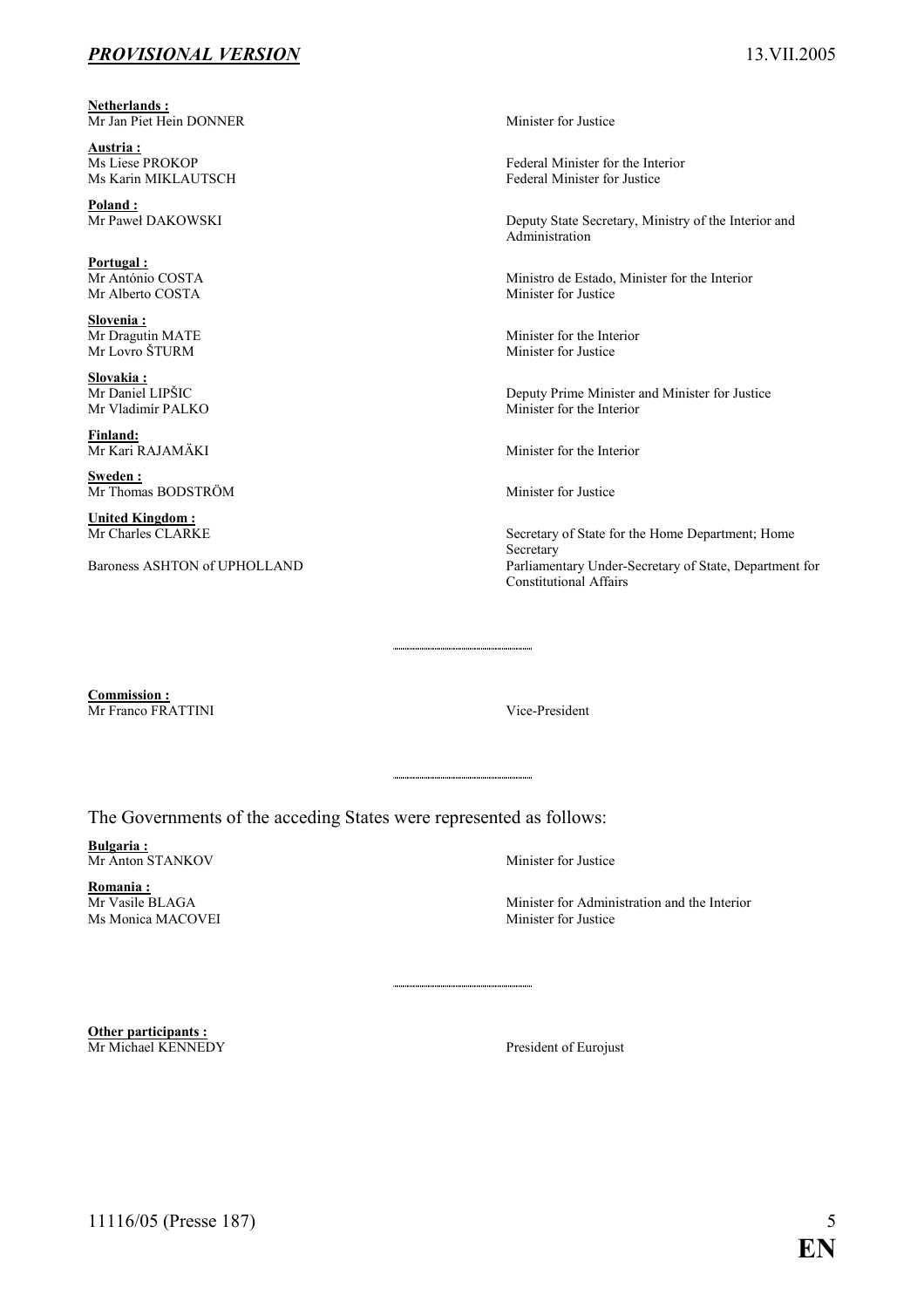**Netherlands :**

| | |
|---|---|
| Mr Jan Piet Hein DONNER | Minister for Justice |

**Austria :**

| | |
|---|---|
| Ms Liese PROKOP | Federal Minister for the Interior |
| Ms Karin MIKLAUTSCH | Federal Minister for Justice |

**Poland :**

| | |
|---|---|
| Mr Paweł DAKOWSKI | Deputy State Secretary, Ministry of the Interior and Administration |

**Portugal :**

| | |
|---|---|
| Mr António COSTA | Ministro de Estado, Minister for the Interior |
| Mr Alberto COSTA | Minister for Justice |

**Slovenia :**

| | |
|---|---|
| Mr Dragutin MATE | Minister for the Interior |
| Mr Lovro ŠTURM | Minister for Justice |

**Slovakia :**

| | |
|---|---|
| Mr Daniel LIPŠIC | Deputy Prime Minister and Minister for Justice |
| Mr Vladimír PALKO | Minister for the Interior |

**Finland:**

| | |
|---|---|
| Mr Kari RAJAMÄKI | Minister for the Interior |

**Sweden :**

| | |
|---|---|
| Mr Thomas BODSTRÖM | Minister for Justice |

**United Kingdom :**

| | |
|---|---|
| Mr Charles CLARKE | Secretary of State for the Home Department; Home Secretary |
| Baroness ASHTON of UPHOLLAND | Parliamentary Under-Secretary of State, Department for Constitutional Affairs |

---

**Commission :**

| | |
|---|---|
| Mr Franco FRATTINI | Vice-President |

---

The Governments of the acceding States were represented as follows:

**Bulgaria :**

| | |
|---|---|
| Mr Anton STANKOV | Minister for Justice |

**Romania :**

| | |
|---|---|
| Mr Vasile BLAGA | Minister for Administration and the Interior |
| Ms Monica MACOVEI | Minister for Justice |

---

**Other participants :**

| | |
|---|---|
| Mr Michael KENNEDY | President of Eurojust |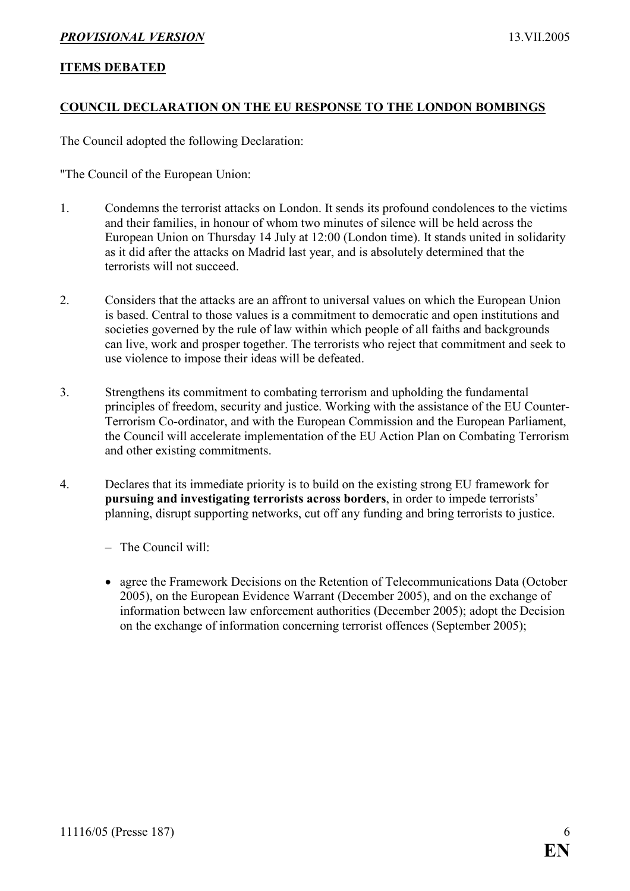## ITEMS DEBATED

## COUNCIL DECLARATION ON THE EU RESPONSE TO THE LONDON BOMBINGS

The Council adopted the following Declaration:

"The Council of the European Union:

1. Condemns the terrorist attacks on London. It sends its profound condolences to the victims and their families, in honour of whom two minutes of silence will be held across the European Union on Thursday 14 July at 12:00 (London time). It stands united in solidarity as it did after the attacks on Madrid last year, and is absolutely determined that the terrorists will not succeed.

2. Considers that the attacks are an affront to universal values on which the European Union is based. Central to those values is a commitment to democratic and open institutions and societies governed by the rule of law within which people of all faiths and backgrounds can live, work and prosper together. The terrorists who reject that commitment and seek to use violence to impose their ideas will be defeated.

3. Strengthens its commitment to combating terrorism and upholding the fundamental principles of freedom, security and justice. Working with the assistance of the EU Counter-Terrorism Co-ordinator, and with the European Commission and the European Parliament, the Council will accelerate implementation of the EU Action Plan on Combating Terrorism and other existing commitments.

4. Declares that its immediate priority is to build on the existing strong EU framework for **pursuing and investigating terrorists across borders**, in order to impede terrorists' planning, disrupt supporting networks, cut off any funding and bring terrorists to justice.

   – The Council will:

   - agree the Framework Decisions on the Retention of Telecommunications Data (October 2005), on the European Evidence Warrant (December 2005), and on the exchange of information between law enforcement authorities (December 2005); adopt the Decision on the exchange of information concerning terrorist offences (September 2005);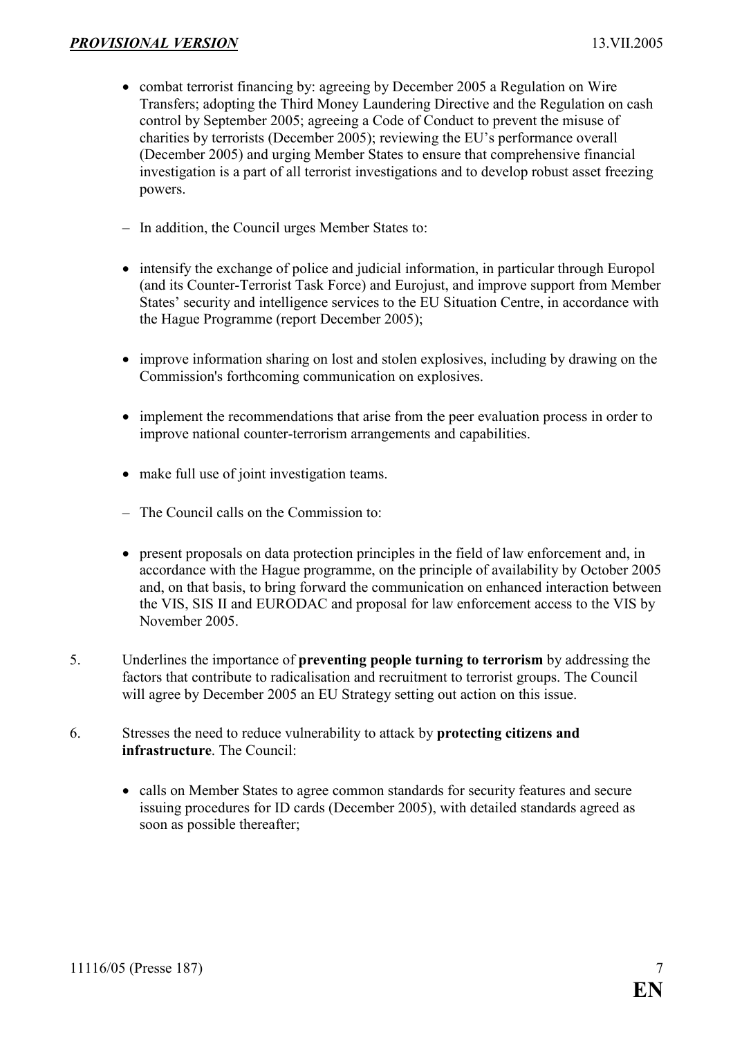- combat terrorist financing by: agreeing by December 2005 a Regulation on Wire Transfers; adopting the Third Money Laundering Directive and the Regulation on cash control by September 2005; agreeing a Code of Conduct to prevent the misuse of charities by terrorists (December 2005); reviewing the EU's performance overall (December 2005) and urging Member States to ensure that comprehensive financial investigation is a part of all terrorist investigations and to develop robust asset freezing powers.

– In addition, the Council urges Member States to:

- intensify the exchange of police and judicial information, in particular through Europol (and its Counter-Terrorist Task Force) and Eurojust, and improve support from Member States' security and intelligence services to the EU Situation Centre, in accordance with the Hague Programme (report December 2005);

- improve information sharing on lost and stolen explosives, including by drawing on the Commission's forthcoming communication on explosives.

- implement the recommendations that arise from the peer evaluation process in order to improve national counter-terrorism arrangements and capabilities.

- make full use of joint investigation teams.

– The Council calls on the Commission to:

- present proposals on data protection principles in the field of law enforcement and, in accordance with the Hague programme, on the principle of availability by October 2005 and, on that basis, to bring forward the communication on enhanced interaction between the VIS, SIS II and EURODAC and proposal for law enforcement access to the VIS by November 2005.

5. Underlines the importance of **preventing people turning to terrorism** by addressing the factors that contribute to radicalisation and recruitment to terrorist groups. The Council will agree by December 2005 an EU Strategy setting out action on this issue.

6. Stresses the need to reduce vulnerability to attack by **protecting citizens and infrastructure**. The Council:

   - calls on Member States to agree common standards for security features and secure issuing procedures for ID cards (December 2005), with detailed standards agreed as soon as possible thereafter;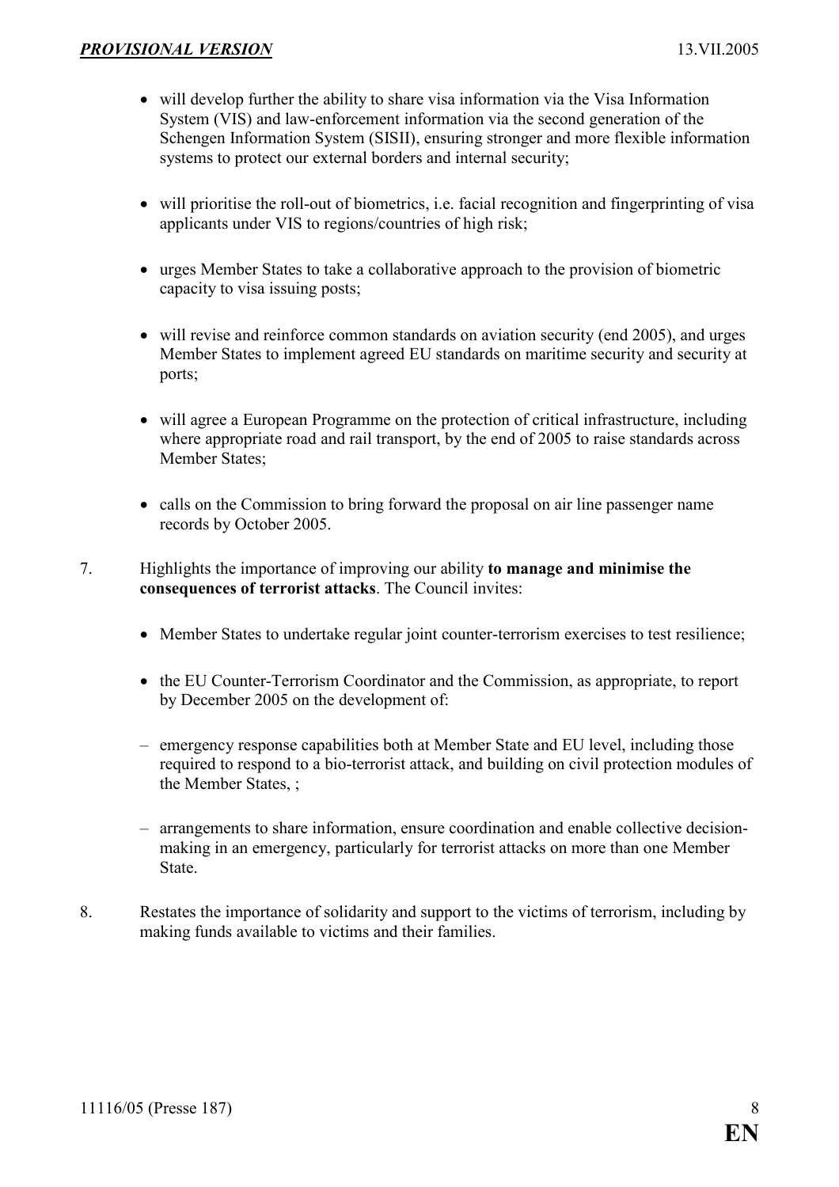- will develop further the ability to share visa information via the Visa Information System (VIS) and law-enforcement information via the second generation of the Schengen Information System (SISII), ensuring stronger and more flexible information systems to protect our external borders and internal security;

- will prioritise the roll-out of biometrics, i.e. facial recognition and fingerprinting of visa applicants under VIS to regions/countries of high risk;

- urges Member States to take a collaborative approach to the provision of biometric capacity to visa issuing posts;

- will revise and reinforce common standards on aviation security (end 2005), and urges Member States to implement agreed EU standards on maritime security and security at ports;

- will agree a European Programme on the protection of critical infrastructure, including where appropriate road and rail transport, by the end of 2005 to raise standards across Member States;

- calls on the Commission to bring forward the proposal on air line passenger name records by October 2005.

7. Highlights the importance of improving our ability **to manage and minimise the consequences of terrorist attacks**. The Council invites:

   - Member States to undertake regular joint counter-terrorism exercises to test resilience;

   - the EU Counter-Terrorism Coordinator and the Commission, as appropriate, to report by December 2005 on the development of:

   – emergency response capabilities both at Member State and EU level, including those required to respond to a bio-terrorist attack, and building on civil protection modules of the Member States, ;

   – arrangements to share information, ensure coordination and enable collective decision-making in an emergency, particularly for terrorist attacks on more than one Member State.

8. Restates the importance of solidarity and support to the victims of terrorism, including by making funds available to victims and their families.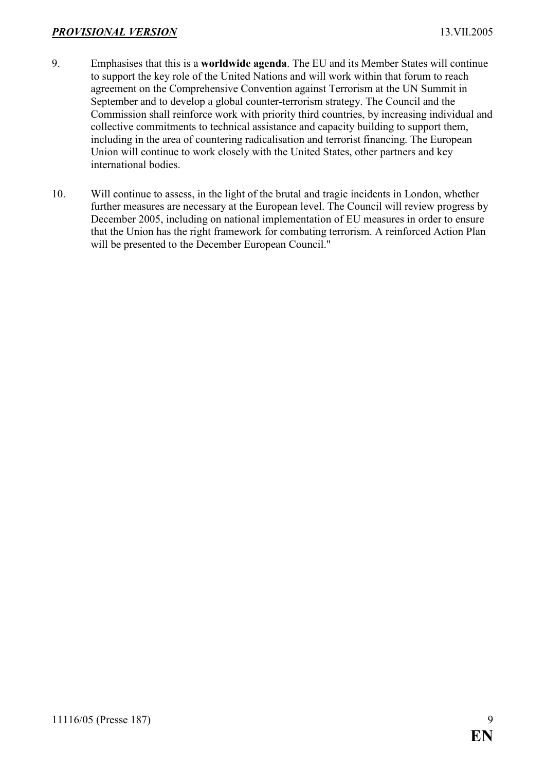9. Emphasises that this is a **worldwide agenda**. The EU and its Member States will continue to support the key role of the United Nations and will work within that forum to reach agreement on the Comprehensive Convention against Terrorism at the UN Summit in September and to develop a global counter-terrorism strategy. The Council and the Commission shall reinforce work with priority third countries, by increasing individual and collective commitments to technical assistance and capacity building to support them, including in the area of countering radicalisation and terrorist financing. The European Union will continue to work closely with the United States, other partners and key international bodies.

10. Will continue to assess, in the light of the brutal and tragic incidents in London, whether further measures are necessary at the European level. The Council will review progress by December 2005, including on national implementation of EU measures in order to ensure that the Union has the right framework for combating terrorism. A reinforced Action Plan will be presented to the December European Council."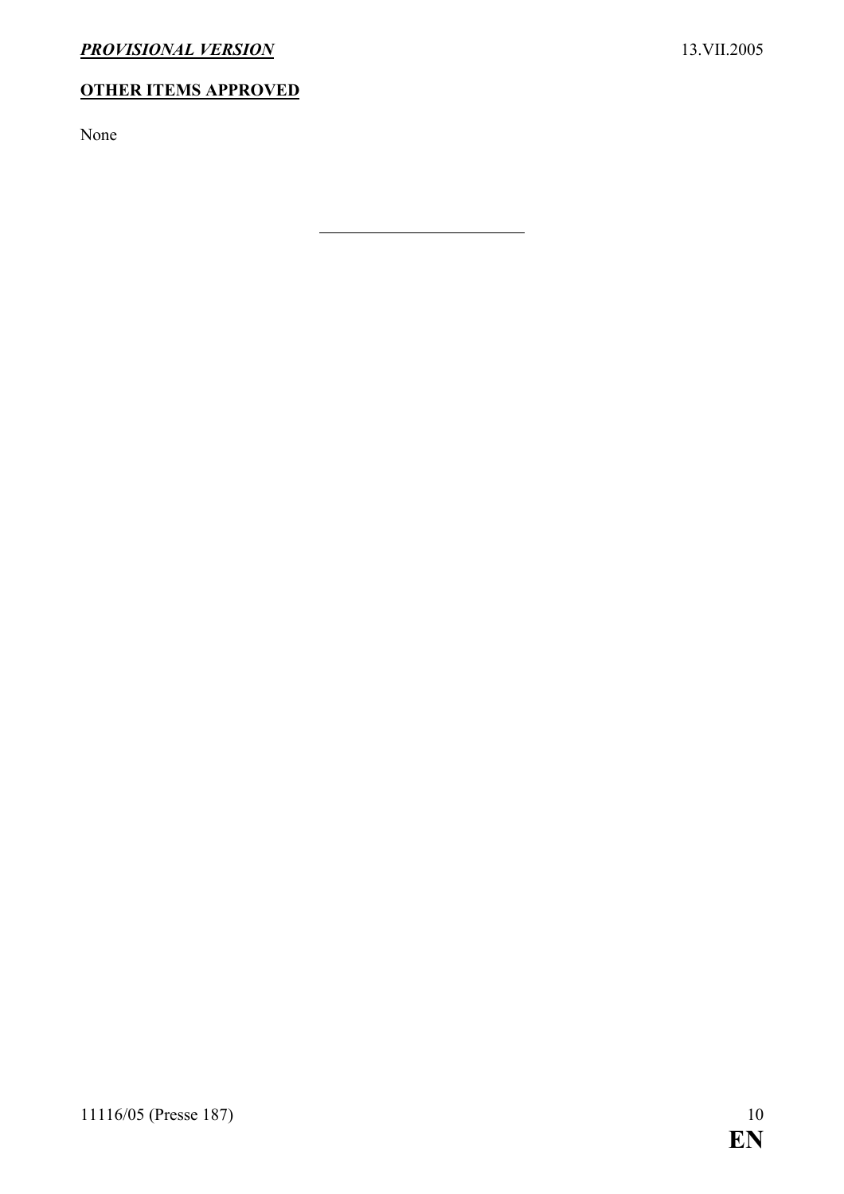**OTHER ITEMS APPROVED**

None

---